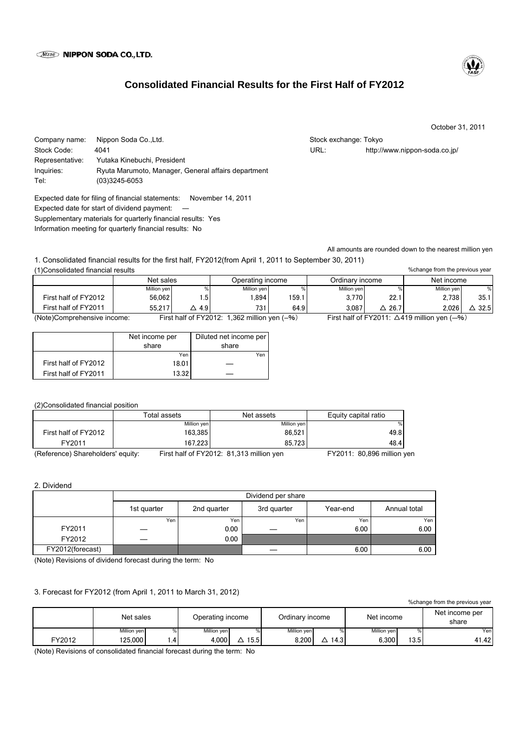NIPPON SODA CO.,LTD.

# Consolidated Financial Results for the First Half of FY2012

October 31, 2011

Company name: Nippon Soda Co.,Ltd.
Stock Code: 4041
Representative: Yutaka Kinebuchi, President
Inquiries: Ryuta Marumoto, Manager, General affairs department
Tel: (03)3245-6053

Stock exchange: Tokyo
URL: http://www.nippon-soda.co.jp/

Expected date for filing of financial statements: November 14, 2011
Expected date for start of dividend payment: —
Supplementary materials for quarterly financial results: Yes
Information meeting for quarterly financial results: No

All amounts are rounded down to the nearest million yen

## 1. Consolidated financial results for the first half, FY2012(from April 1, 2011 to September 30, 2011)

### (1)Consolidated financial results

%change from the previous year

| | Net sales | | Operating income | | Ordinary income | | Net income | |
|---|---|---|---|---|---|---|---|---|
| | Million yen | % | Million yen | % | Million yen | % | Million yen | % |
| First half of FY2012 | 56,062 | 1.5 | 1,894 | 159.1 | 3,770 | 22.1 | 2,738 | 35.1 |
| First half of FY2011 | 55,217 | △ 4.9 | 731 | 64.9 | 3,087 | △ 26.7 | 2,026 | △ 32.5 |

(Note)Comprehensive income: First half of FY2012: 1,362 million yen (–%) First half of FY2011: △419 million yen (—%)

| | Net income per share | Diluted net income per share |
|---|---|---|
| | Yen | Yen |
| First half of FY2012 | 18.01 | — |
| First half of FY2011 | 13.32 | — |

### (2)Consolidated financial position

| | Total assets | Net assets | Equity capital ratio |
|---|---|---|---|
| | Million yen | Million yen | % |
| First half of FY2012 | 163,385 | 86,521 | 49.8 |
| FY2011 | 167,223 | 85,723 | 48.4 |

(Reference) Shareholders' equity: First half of FY2012: 81,313 million yen FY2011: 80,896 million yen

## 2. Dividend

| | Dividend per share | | | | |
|---|---|---|---|---|---|
| | 1st quarter | 2nd quarter | 3rd quarter | Year-end | Annual total |
| | Yen | Yen | Yen | Yen | Yen |
| FY2011 | — | 0.00 | — | 6.00 | 6.00 |
| FY2012 | — | 0.00 | | | |
| FY2012(forecast) | | | — | 6.00 | 6.00 |

(Note) Revisions of dividend forecast during the term: No

## 3. Forecast for FY2012 (from April 1, 2011 to March 31, 2012)

%change from the previous year

| | Net sales | | Operating income | | Ordinary income | | Net income | | Net income per share |
|---|---|---|---|---|---|---|---|---|---|
| | Million yen | % | Million yen | % | Million yen | % | Million yen | % | Yen |
| FY2012 | 125,000 | 1.4 | 4,000 | △ 15.5 | 8,200 | △ 14.3 | 6,300 | 13.5 | 41.42 |

(Note) Revisions of consolidated financial forecast during the term: No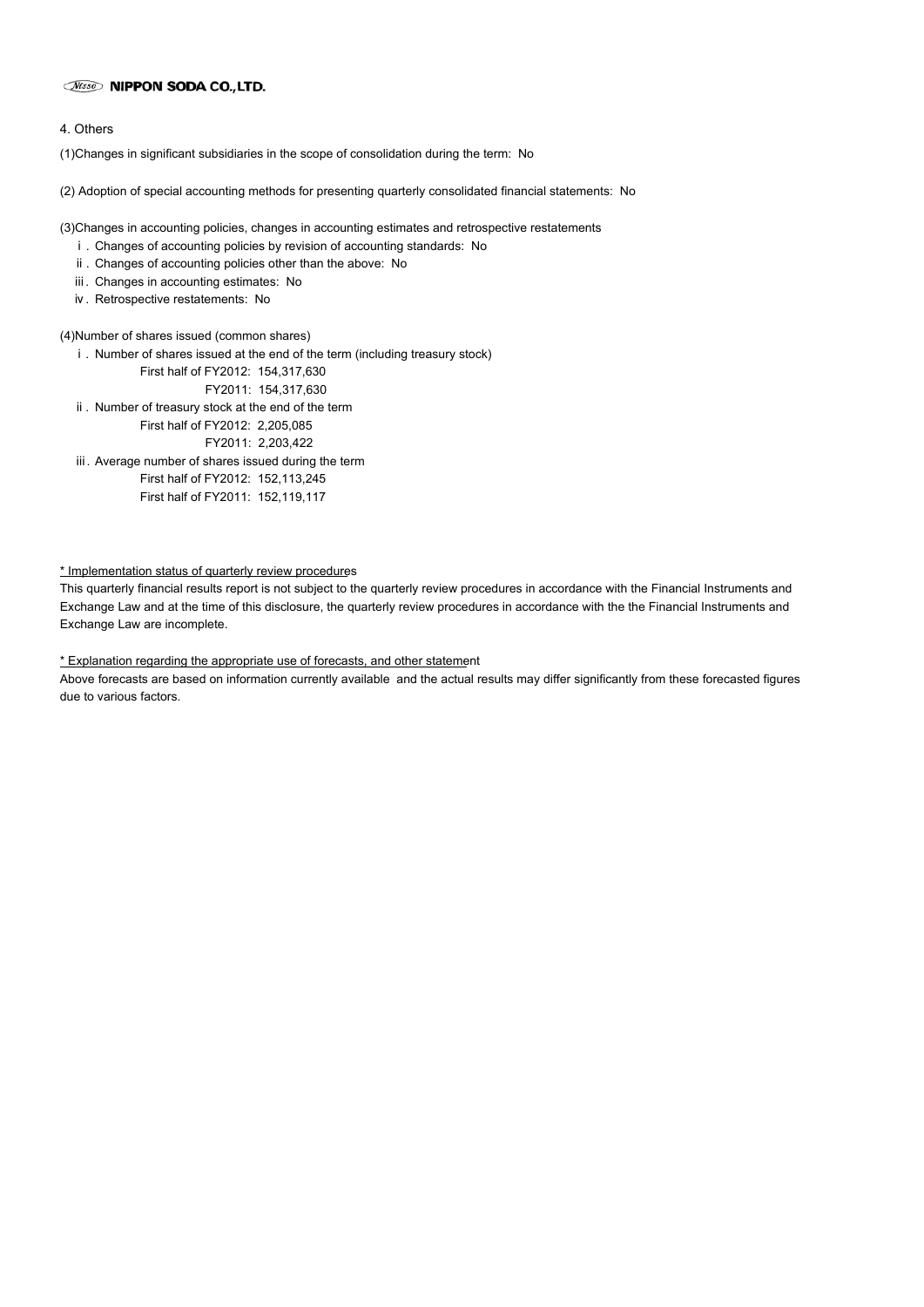4. Others

(1)Changes in significant subsidiaries in the scope of consolidation during the term: No

(2) Adoption of special accounting methods for presenting quarterly consolidated financial statements: No

(3)Changes in accounting policies, changes in accounting estimates and retrospective restatements

- ⅰ. Changes of accounting policies by revision of accounting standards: No
- ⅱ. Changes of accounting policies other than the above: No
- ⅲ. Changes in accounting estimates: No
- ⅳ. Retrospective restatements: No

(4)Number of shares issued (common shares)

- ⅰ. Number of shares issued at the end of the term (including treasury stock)
  - First half of FY2012: 154,317,630
  - FY2011: 154,317,630
- ⅱ. Number of treasury stock at the end of the term
  - First half of FY2012: 2,205,085
  - FY2011: 2,203,422
- ⅲ. Average number of shares issued during the term
  - First half of FY2012: 152,113,245
  - First half of FY2011: 152,119,117

<u>* Implementation status of quarterly review procedures</u>

This quarterly financial results report is not subject to the quarterly review procedures in accordance with the Financial Instruments and Exchange Law and at the time of this disclosure, the quarterly review procedures in accordance with the the Financial Instruments and Exchange Law are incomplete.

<u>* Explanation regarding the appropriate use of forecasts, and other statement</u>

Above forecasts are based on information currently available and the actual results may differ significantly from these forecasted figures due to various factors.